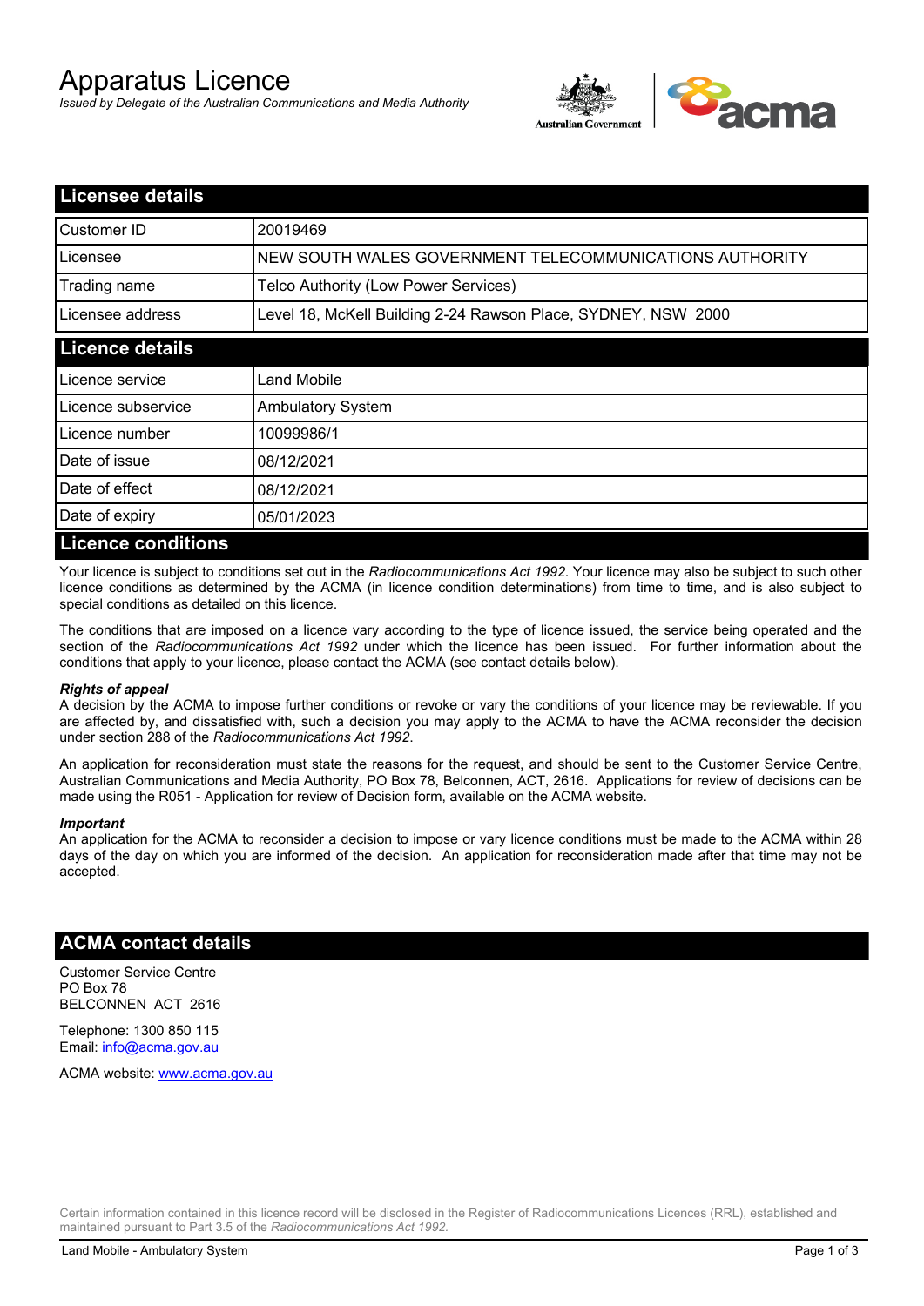# Apparatus Licence

*Issued by Delegate of the Australian Communications and Media Authority*

## Licensee details

| | |
|---|---|
| Customer ID | 20019469 |
| Licensee | NEW SOUTH WALES GOVERNMENT TELECOMMUNICATIONS AUTHORITY |
| Trading name | Telco Authority (Low Power Services) |
| Licensee address | Level 18, McKell Building 2-24 Rawson Place, SYDNEY, NSW 2000 |

## Licence details

| | |
|---|---|
| Licence service | Land Mobile |
| Licence subservice | Ambulatory System |
| Licence number | 10099986/1 |
| Date of issue | 08/12/2021 |
| Date of effect | 08/12/2021 |
| Date of expiry | 05/01/2023 |

## Licence conditions

Your licence is subject to conditions set out in the *Radiocommunications Act 1992*. Your licence may also be subject to such other licence conditions as determined by the ACMA (in licence condition determinations) from time to time, and is also subject to special conditions as detailed on this licence.

The conditions that are imposed on a licence vary according to the type of licence issued, the service being operated and the section of the *Radiocommunications Act 1992* under which the licence has been issued. For further information about the conditions that apply to your licence, please contact the ACMA (see contact details below).

***Rights of appeal***

A decision by the ACMA to impose further conditions or revoke or vary the conditions of your licence may be reviewable. If you are affected by, and dissatisfied with, such a decision you may apply to the ACMA to have the ACMA reconsider the decision under section 288 of the *Radiocommunications Act 1992*.

An application for reconsideration must state the reasons for the request, and should be sent to the Customer Service Centre, Australian Communications and Media Authority, PO Box 78, Belconnen, ACT, 2616. Applications for review of decisions can be made using the R051 - Application for review of Decision form, available on the ACMA website.

***Important***

An application for the ACMA to reconsider a decision to impose or vary licence conditions must be made to the ACMA within 28 days of the day on which you are informed of the decision. An application for reconsideration made after that time may not be accepted.

## ACMA contact details

Customer Service Centre
PO Box 78
BELCONNEN ACT 2616

Telephone: 1300 850 115
Email: info@acma.gov.au

ACMA website: www.acma.gov.au

Certain information contained in this licence record will be disclosed in the Register of Radiocommunications Licences (RRL), established and maintained pursuant to Part 3.5 of the *Radiocommunications Act 1992.*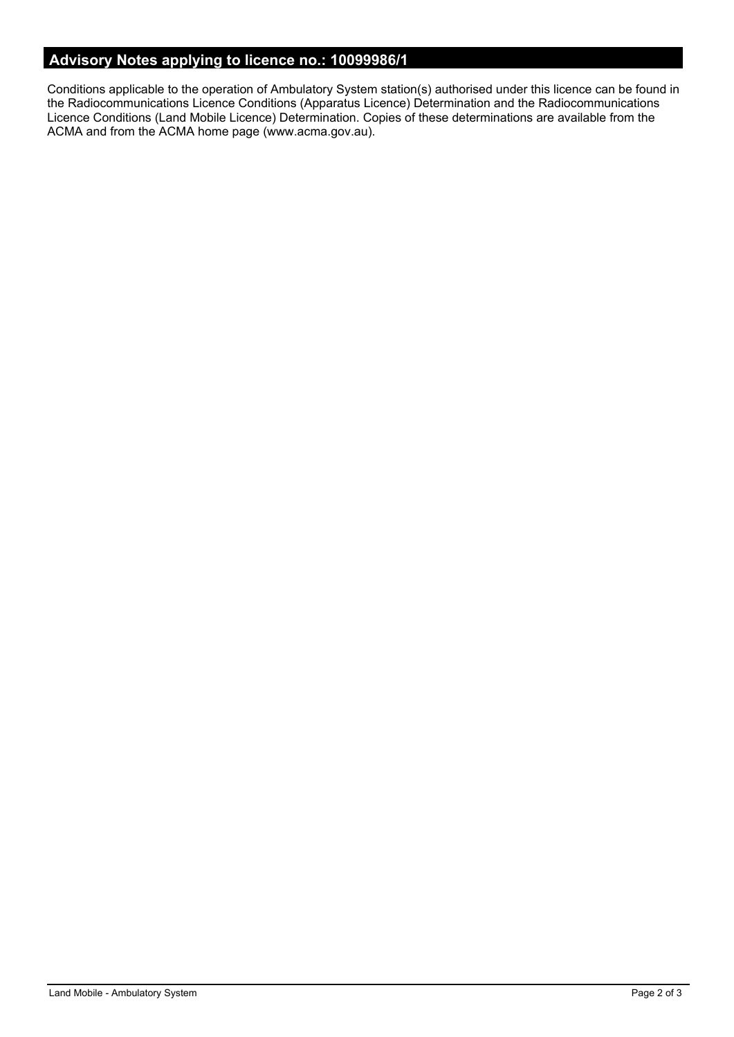## Advisory Notes applying to licence no.: 10099986/1

Conditions applicable to the operation of Ambulatory System station(s) authorised under this licence can be found in the Radiocommunications Licence Conditions (Apparatus Licence) Determination and the Radiocommunications Licence Conditions (Land Mobile Licence) Determination. Copies of these determinations are available from the ACMA and from the ACMA home page (www.acma.gov.au).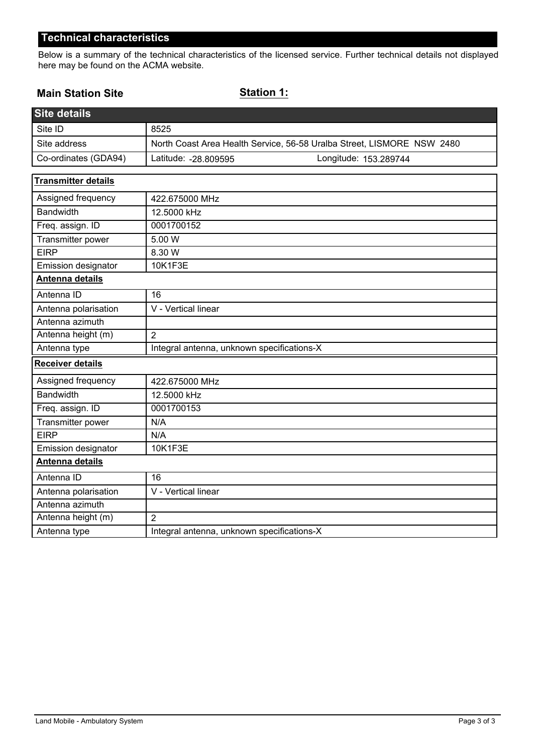## Technical characteristics

Below is a summary of the technical characteristics of the licensed service. Further technical details not displayed here may be found on the ACMA website.

**Main Station Site** **Station 1:**

| Site details | |
|---|---|
| Site ID | 8525 |
| Site address | North Coast Area Health Service, 56-58 Uralba Street, LISMORE NSW 2480 |
| Co-ordinates (GDA94) | Latitude: -28.809595 Longitude: 153.289744 |

| Transmitter details | |
|---|---|
| Assigned frequency | 422.675000 MHz |
| Bandwidth | 12.5000 kHz |
| Freq. assign. ID | 0001700152 |
| Transmitter power | 5.00 W |
| EIRP | 8.30 W |
| Emission designator | 10K1F3E |
| **Antenna details** | |
| Antenna ID | 16 |
| Antenna polarisation | V - Vertical linear |
| Antenna azimuth | |
| Antenna height (m) | 2 |
| Antenna type | Integral antenna, unknown specifications-X |

| Receiver details | |
|---|---|
| Assigned frequency | 422.675000 MHz |
| Bandwidth | 12.5000 kHz |
| Freq. assign. ID | 0001700153 |
| Transmitter power | N/A |
| EIRP | N/A |
| Emission designator | 10K1F3E |
| **Antenna details** | |
| Antenna ID | 16 |
| Antenna polarisation | V - Vertical linear |
| Antenna azimuth | |
| Antenna height (m) | 2 |
| Antenna type | Integral antenna, unknown specifications-X |

Land Mobile - Ambulatory System